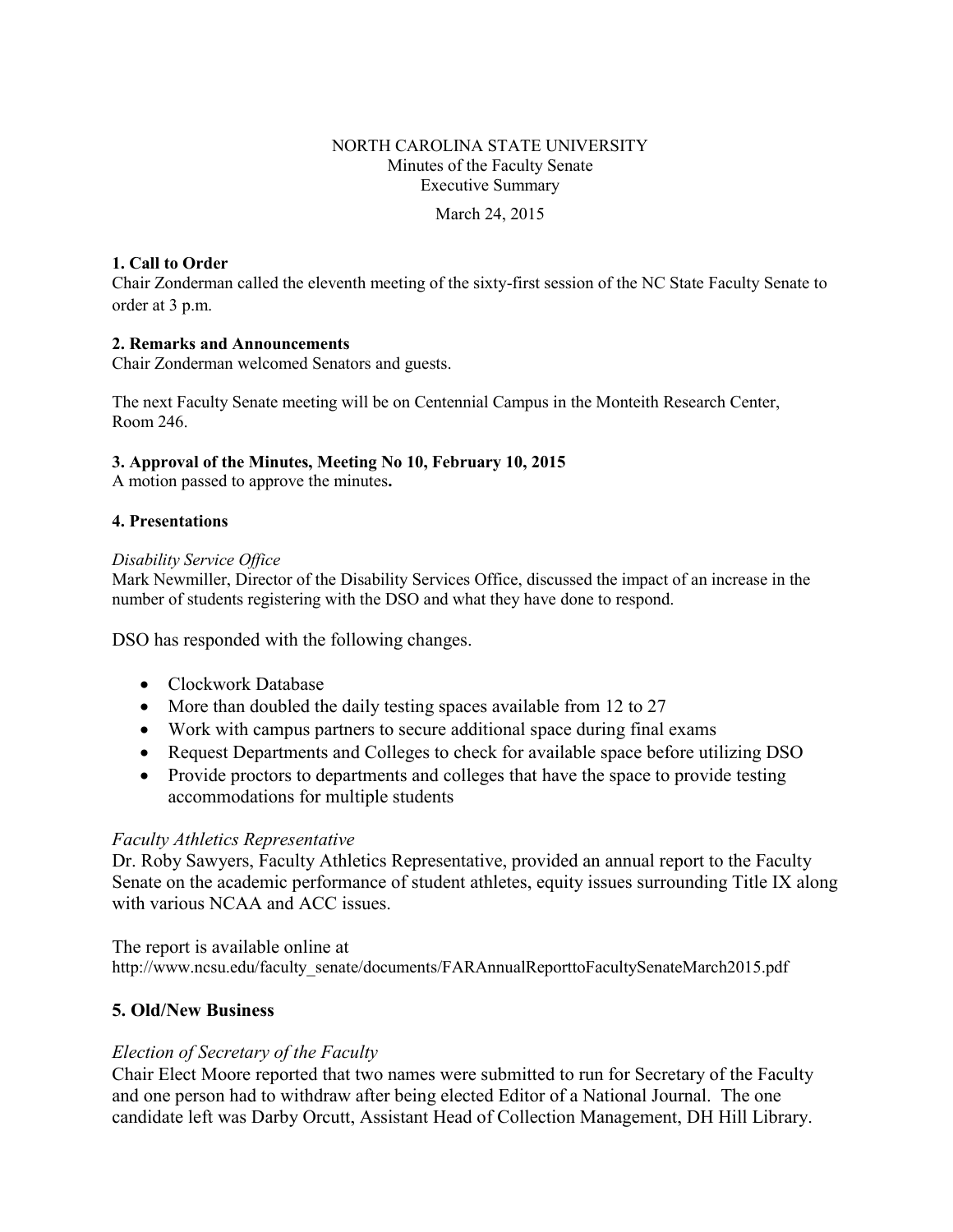NORTH CAROLINA STATE UNIVERSITY
Minutes of the Faculty Senate
Executive Summary

March 24, 2015

**1. Call to Order**
Chair Zonderman called the eleventh meeting of the sixty-first session of the NC State Faculty Senate to order at 3 p.m.

**2. Remarks and Announcements**
Chair Zonderman welcomed Senators and guests.

The next Faculty Senate meeting will be on Centennial Campus in the Monteith Research Center, Room 246.

**3. Approval of the Minutes, Meeting No 10, February 10, 2015**
A motion passed to approve the minutes**.**

**4. Presentations**

*Disability Service Office*
Mark Newmiller, Director of the Disability Services Office, discussed the impact of an increase in the number of students registering with the DSO and what they have done to respond.

DSO has responded with the following changes.

- Clockwork Database
- More than doubled the daily testing spaces available from 12 to 27
- Work with campus partners to secure additional space during final exams
- Request Departments and Colleges to check for available space before utilizing DSO
- Provide proctors to departments and colleges that have the space to provide testing accommodations for multiple students

*Faculty Athletics Representative*
Dr. Roby Sawyers, Faculty Athletics Representative, provided an annual report to the Faculty Senate on the academic performance of student athletes, equity issues surrounding Title IX along with various NCAA and ACC issues.

The report is available online at
http://www.ncsu.edu/faculty_senate/documents/FARAnnualReporttoFacultySenateMarch2015.pdf

**5. Old/New Business**

*Election of Secretary of the Faculty*
Chair Elect Moore reported that two names were submitted to run for Secretary of the Faculty and one person had to withdraw after being elected Editor of a National Journal. The one candidate left was Darby Orcutt, Assistant Head of Collection Management, DH Hill Library.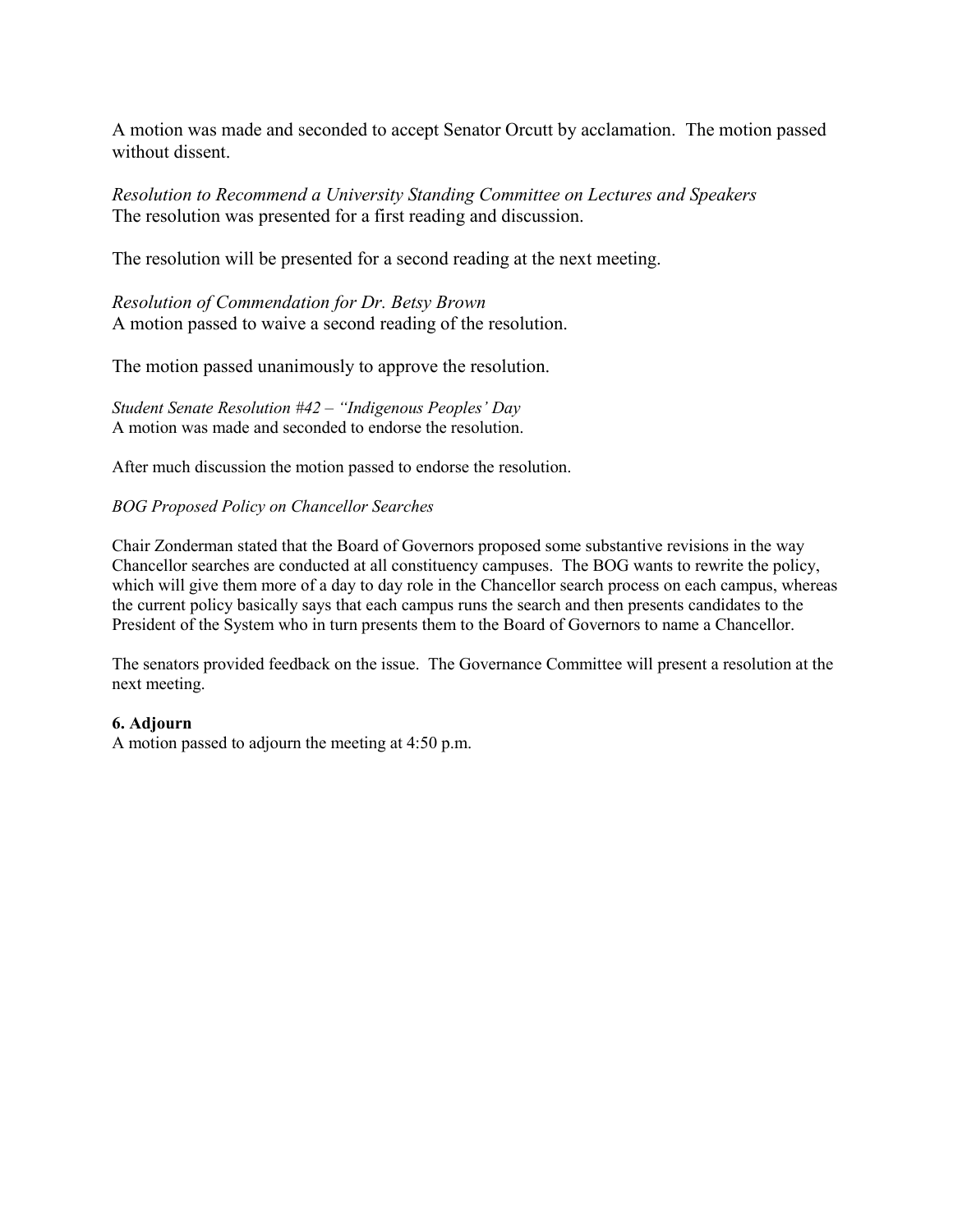A motion was made and seconded to accept Senator Orcutt by acclamation. The motion passed without dissent.

*Resolution to Recommend a University Standing Committee on Lectures and Speakers*
The resolution was presented for a first reading and discussion.

The resolution will be presented for a second reading at the next meeting.

*Resolution of Commendation for Dr. Betsy Brown*
A motion passed to waive a second reading of the resolution.

The motion passed unanimously to approve the resolution.

*Student Senate Resolution #42 – "Indigenous Peoples' Day*
A motion was made and seconded to endorse the resolution.

After much discussion the motion passed to endorse the resolution.

*BOG Proposed Policy on Chancellor Searches*

Chair Zonderman stated that the Board of Governors proposed some substantive revisions in the way Chancellor searches are conducted at all constituency campuses. The BOG wants to rewrite the policy, which will give them more of a day to day role in the Chancellor search process on each campus, whereas the current policy basically says that each campus runs the search and then presents candidates to the President of the System who in turn presents them to the Board of Governors to name a Chancellor.

The senators provided feedback on the issue. The Governance Committee will present a resolution at the next meeting.

**6. Adjourn**
A motion passed to adjourn the meeting at 4:50 p.m.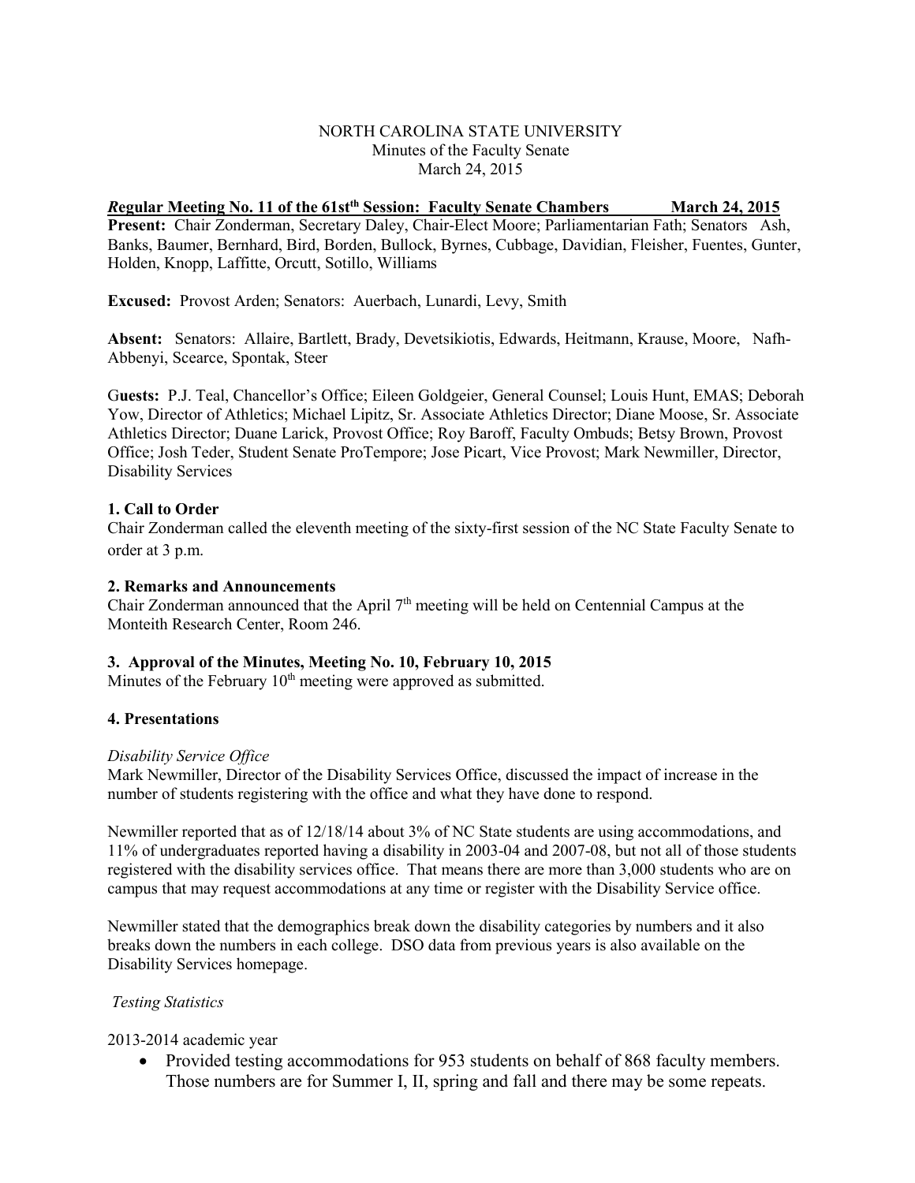NORTH CAROLINA STATE UNIVERSITY
Minutes of the Faculty Senate
March 24, 2015

***R*egular Meeting No. 11 of the 61st[th] Session: Faculty Senate Chambers March 24, 2015**

**Present:** Chair Zonderman, Secretary Daley, Chair-Elect Moore; Parliamentarian Fath; Senators Ash, Banks, Baumer, Bernhard, Bird, Borden, Bullock, Byrnes, Cubbage, Davidian, Fleisher, Fuentes, Gunter, Holden, Knopp, Laffitte, Orcutt, Sotillo, Williams

**Excused:** Provost Arden; Senators: Auerbach, Lunardi, Levy, Smith

**Absent:** Senators: Allaire, Bartlett, Brady, Devetsikiotis, Edwards, Heitmann, Krause, Moore, Nafh-Abbenyi, Scearce, Spontak, Steer

G**uests:** P.J. Teal, Chancellor's Office; Eileen Goldgeier, General Counsel; Louis Hunt, EMAS; Deborah Yow, Director of Athletics; Michael Lipitz, Sr. Associate Athletics Director; Diane Moose, Sr. Associate Athletics Director; Duane Larick, Provost Office; Roy Baroff, Faculty Ombuds; Betsy Brown, Provost Office; Josh Teder, Student Senate ProTempore; Jose Picart, Vice Provost; Mark Newmiller, Director, Disability Services

**1. Call to Order**

Chair Zonderman called the eleventh meeting of the sixty-first session of the NC State Faculty Senate to order at 3 p.m.

**2. Remarks and Announcements**

Chair Zonderman announced that the April 7[th] meeting will be held on Centennial Campus at the Monteith Research Center, Room 246.

**3. Approval of the Minutes, Meeting No. 10, February 10, 2015**

Minutes of the February 10[th] meeting were approved as submitted.

**4. Presentations**

*Disability Service Office*

Mark Newmiller, Director of the Disability Services Office, discussed the impact of increase in the number of students registering with the office and what they have done to respond.

Newmiller reported that as of 12/18/14 about 3% of NC State students are using accommodations, and 11% of undergraduates reported having a disability in 2003-04 and 2007-08, but not all of those students registered with the disability services office. That means there are more than 3,000 students who are on campus that may request accommodations at any time or register with the Disability Service office.

Newmiller stated that the demographics break down the disability categories by numbers and it also breaks down the numbers in each college. DSO data from previous years is also available on the Disability Services homepage.

*Testing Statistics*

2013-2014 academic year

- Provided testing accommodations for 953 students on behalf of 868 faculty members. Those numbers are for Summer I, II, spring and fall and there may be some repeats.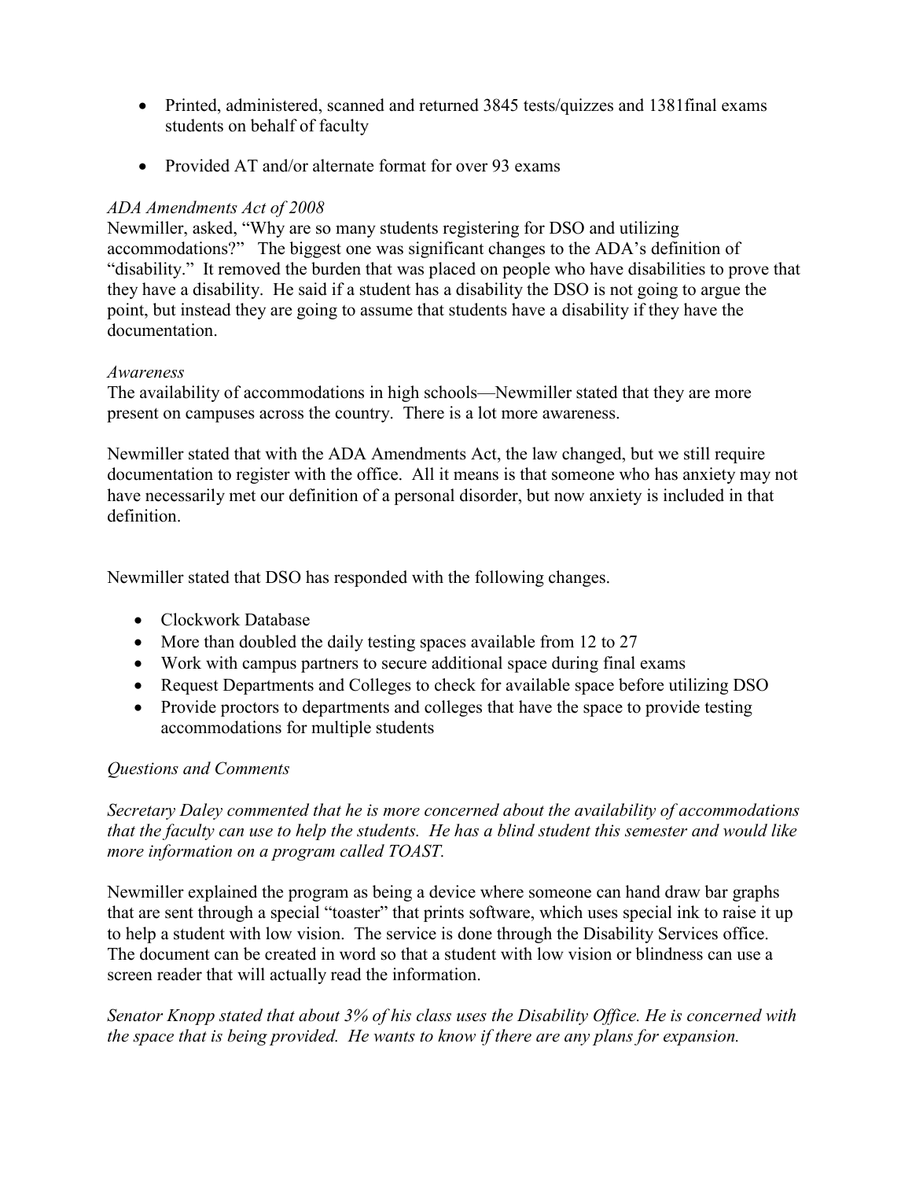- Printed, administered, scanned and returned 3845 tests/quizzes and 1381final exams students on behalf of faculty
- Provided AT and/or alternate format for over 93 exams

*ADA Amendments Act of 2008*

Newmiller, asked, "Why are so many students registering for DSO and utilizing accommodations?" The biggest one was significant changes to the ADA's definition of "disability." It removed the burden that was placed on people who have disabilities to prove that they have a disability. He said if a student has a disability the DSO is not going to argue the point, but instead they are going to assume that students have a disability if they have the documentation.

*Awareness*

The availability of accommodations in high schools—Newmiller stated that they are more present on campuses across the country. There is a lot more awareness.

Newmiller stated that with the ADA Amendments Act, the law changed, but we still require documentation to register with the office. All it means is that someone who has anxiety may not have necessarily met our definition of a personal disorder, but now anxiety is included in that definition.

Newmiller stated that DSO has responded with the following changes.

- Clockwork Database
- More than doubled the daily testing spaces available from 12 to 27
- Work with campus partners to secure additional space during final exams
- Request Departments and Colleges to check for available space before utilizing DSO
- Provide proctors to departments and colleges that have the space to provide testing accommodations for multiple students

*Questions and Comments*

*Secretary Daley commented that he is more concerned about the availability of accommodations that the faculty can use to help the students. He has a blind student this semester and would like more information on a program called TOAST.*

Newmiller explained the program as being a device where someone can hand draw bar graphs that are sent through a special "toaster" that prints software, which uses special ink to raise it up to help a student with low vision. The service is done through the Disability Services office. The document can be created in word so that a student with low vision or blindness can use a screen reader that will actually read the information.

*Senator Knopp stated that about 3% of his class uses the Disability Office. He is concerned with the space that is being provided. He wants to know if there are any plans for expansion.*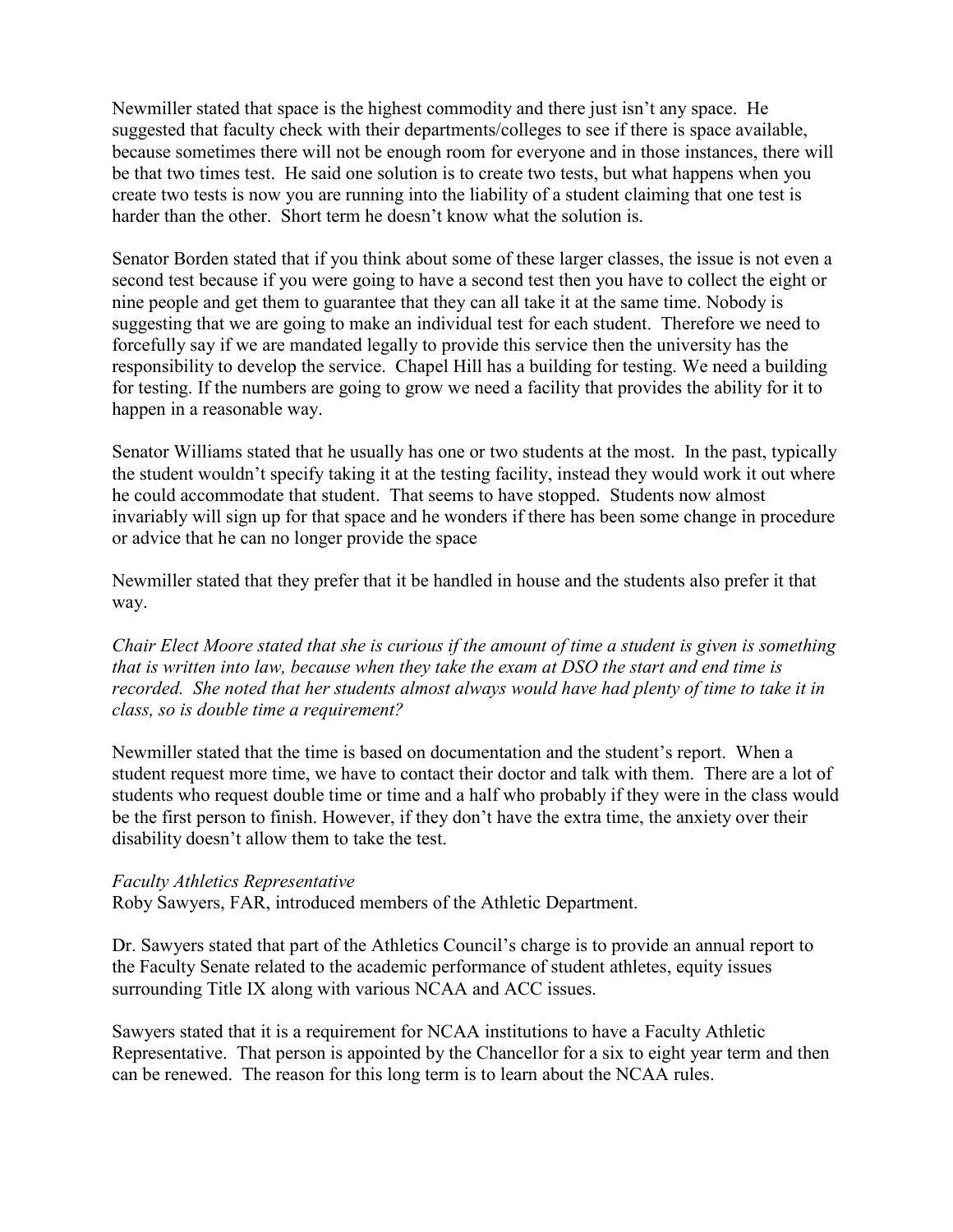Newmiller stated that space is the highest commodity and there just isn't any space. He suggested that faculty check with their departments/colleges to see if there is space available, because sometimes there will not be enough room for everyone and in those instances, there will be that two times test. He said one solution is to create two tests, but what happens when you create two tests is now you are running into the liability of a student claiming that one test is harder than the other. Short term he doesn't know what the solution is.

Senator Borden stated that if you think about some of these larger classes, the issue is not even a second test because if you were going to have a second test then you have to collect the eight or nine people and get them to guarantee that they can all take it at the same time. Nobody is suggesting that we are going to make an individual test for each student. Therefore we need to forcefully say if we are mandated legally to provide this service then the university has the responsibility to develop the service. Chapel Hill has a building for testing. We need a building for testing. If the numbers are going to grow we need a facility that provides the ability for it to happen in a reasonable way.

Senator Williams stated that he usually has one or two students at the most. In the past, typically the student wouldn't specify taking it at the testing facility, instead they would work it out where he could accommodate that student. That seems to have stopped. Students now almost invariably will sign up for that space and he wonders if there has been some change in procedure or advice that he can no longer provide the space

Newmiller stated that they prefer that it be handled in house and the students also prefer it that way.

*Chair Elect Moore stated that she is curious if the amount of time a student is given is something that is written into law, because when they take the exam at DSO the start and end time is recorded. She noted that her students almost always would have had plenty of time to take it in class, so is double time a requirement?*

Newmiller stated that the time is based on documentation and the student's report. When a student request more time, we have to contact their doctor and talk with them. There are a lot of students who request double time or time and a half who probably if they were in the class would be the first person to finish. However, if they don't have the extra time, the anxiety over their disability doesn't allow them to take the test.

*Faculty Athletics Representative*

Roby Sawyers, FAR, introduced members of the Athletic Department.

Dr. Sawyers stated that part of the Athletics Council's charge is to provide an annual report to the Faculty Senate related to the academic performance of student athletes, equity issues surrounding Title IX along with various NCAA and ACC issues.

Sawyers stated that it is a requirement for NCAA institutions to have a Faculty Athletic Representative. That person is appointed by the Chancellor for a six to eight year term and then can be renewed. The reason for this long term is to learn about the NCAA rules.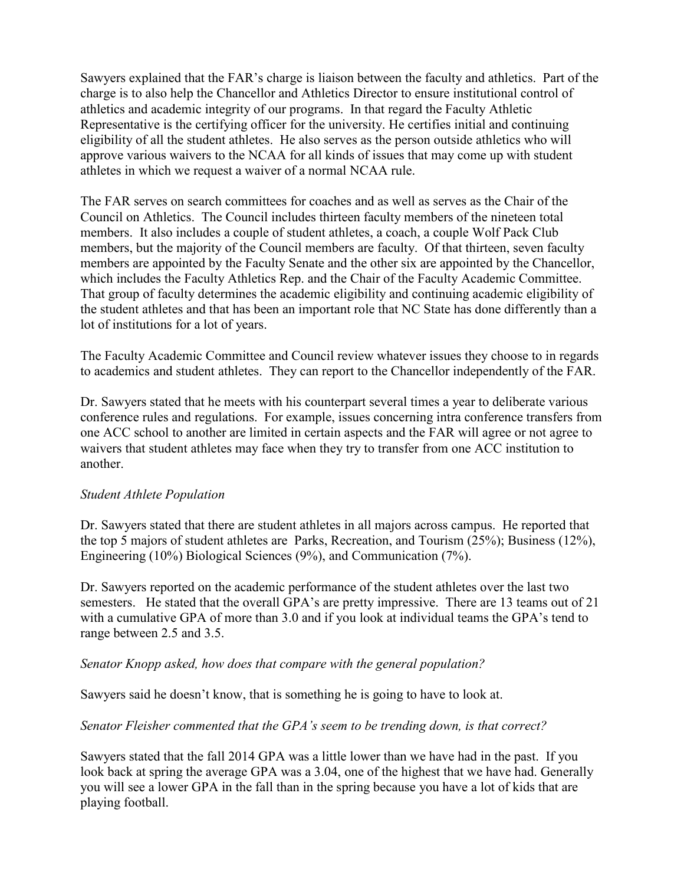Sawyers explained that the FAR's charge is liaison between the faculty and athletics. Part of the charge is to also help the Chancellor and Athletics Director to ensure institutional control of athletics and academic integrity of our programs. In that regard the Faculty Athletic Representative is the certifying officer for the university. He certifies initial and continuing eligibility of all the student athletes. He also serves as the person outside athletics who will approve various waivers to the NCAA for all kinds of issues that may come up with student athletes in which we request a waiver of a normal NCAA rule.

The FAR serves on search committees for coaches and as well as serves as the Chair of the Council on Athletics. The Council includes thirteen faculty members of the nineteen total members. It also includes a couple of student athletes, a coach, a couple Wolf Pack Club members, but the majority of the Council members are faculty. Of that thirteen, seven faculty members are appointed by the Faculty Senate and the other six are appointed by the Chancellor, which includes the Faculty Athletics Rep. and the Chair of the Faculty Academic Committee. That group of faculty determines the academic eligibility and continuing academic eligibility of the student athletes and that has been an important role that NC State has done differently than a lot of institutions for a lot of years.

The Faculty Academic Committee and Council review whatever issues they choose to in regards to academics and student athletes. They can report to the Chancellor independently of the FAR.

Dr. Sawyers stated that he meets with his counterpart several times a year to deliberate various conference rules and regulations. For example, issues concerning intra conference transfers from one ACC school to another are limited in certain aspects and the FAR will agree or not agree to waivers that student athletes may face when they try to transfer from one ACC institution to another.

*Student Athlete Population*

Dr. Sawyers stated that there are student athletes in all majors across campus. He reported that the top 5 majors of student athletes are Parks, Recreation, and Tourism (25%); Business (12%), Engineering (10%) Biological Sciences (9%), and Communication (7%).

Dr. Sawyers reported on the academic performance of the student athletes over the last two semesters. He stated that the overall GPA's are pretty impressive. There are 13 teams out of 21 with a cumulative GPA of more than 3.0 and if you look at individual teams the GPA's tend to range between 2.5 and 3.5.

*Senator Knopp asked, how does that compare with the general population?*

Sawyers said he doesn't know, that is something he is going to have to look at.

*Senator Fleisher commented that the GPA's seem to be trending down, is that correct?*

Sawyers stated that the fall 2014 GPA was a little lower than we have had in the past. If you look back at spring the average GPA was a 3.04, one of the highest that we have had. Generally you will see a lower GPA in the fall than in the spring because you have a lot of kids that are playing football.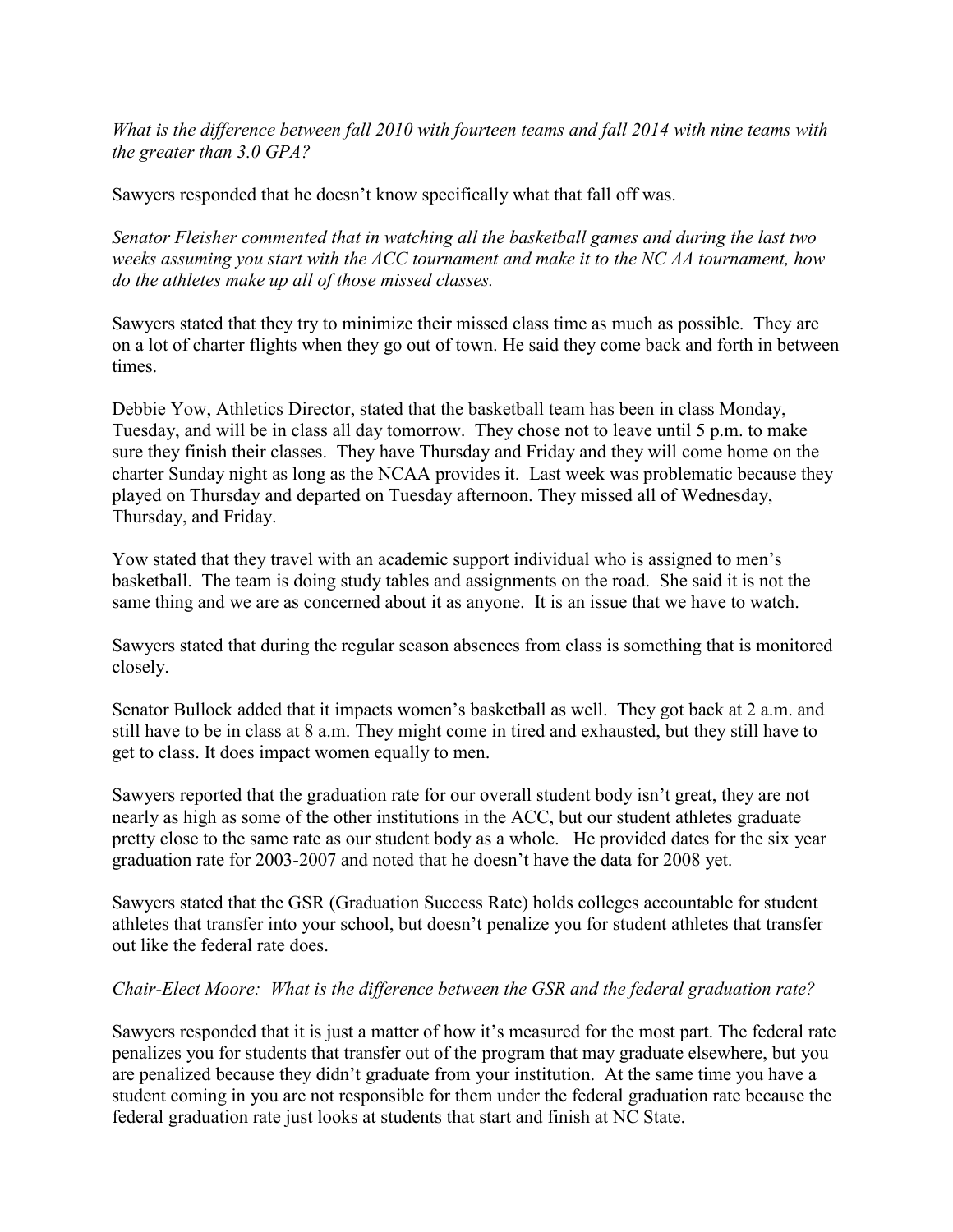*What is the difference between fall 2010 with fourteen teams and fall 2014 with nine teams with the greater than 3.0 GPA?*

Sawyers responded that he doesn't know specifically what that fall off was.

*Senator Fleisher commented that in watching all the basketball games and during the last two weeks assuming you start with the ACC tournament and make it to the NC AA tournament, how do the athletes make up all of those missed classes.*

Sawyers stated that they try to minimize their missed class time as much as possible. They are on a lot of charter flights when they go out of town. He said they come back and forth in between times.

Debbie Yow, Athletics Director, stated that the basketball team has been in class Monday, Tuesday, and will be in class all day tomorrow. They chose not to leave until 5 p.m. to make sure they finish their classes. They have Thursday and Friday and they will come home on the charter Sunday night as long as the NCAA provides it. Last week was problematic because they played on Thursday and departed on Tuesday afternoon. They missed all of Wednesday, Thursday, and Friday.

Yow stated that they travel with an academic support individual who is assigned to men's basketball. The team is doing study tables and assignments on the road. She said it is not the same thing and we are as concerned about it as anyone. It is an issue that we have to watch.

Sawyers stated that during the regular season absences from class is something that is monitored closely.

Senator Bullock added that it impacts women's basketball as well. They got back at 2 a.m. and still have to be in class at 8 a.m. They might come in tired and exhausted, but they still have to get to class. It does impact women equally to men.

Sawyers reported that the graduation rate for our overall student body isn't great, they are not nearly as high as some of the other institutions in the ACC, but our student athletes graduate pretty close to the same rate as our student body as a whole. He provided dates for the six year graduation rate for 2003-2007 and noted that he doesn't have the data for 2008 yet.

Sawyers stated that the GSR (Graduation Success Rate) holds colleges accountable for student athletes that transfer into your school, but doesn't penalize you for student athletes that transfer out like the federal rate does.

*Chair-Elect Moore: What is the difference between the GSR and the federal graduation rate?*

Sawyers responded that it is just a matter of how it's measured for the most part. The federal rate penalizes you for students that transfer out of the program that may graduate elsewhere, but you are penalized because they didn't graduate from your institution. At the same time you have a student coming in you are not responsible for them under the federal graduation rate because the federal graduation rate just looks at students that start and finish at NC State.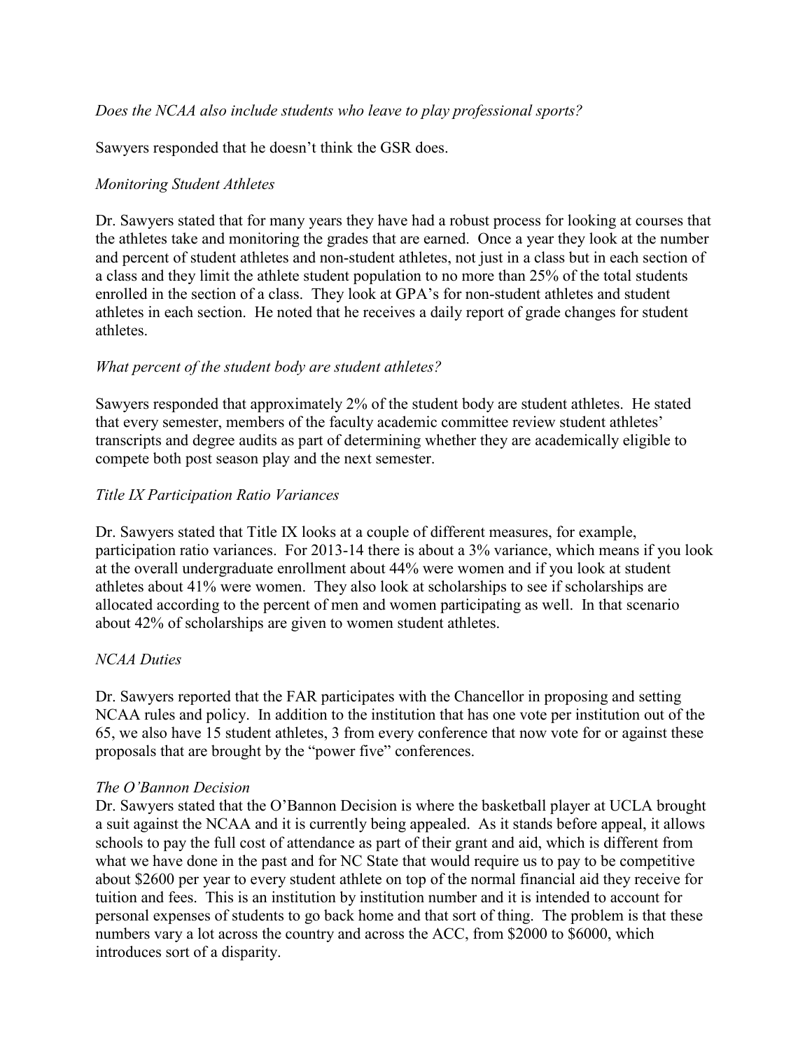*Does the NCAA also include students who leave to play professional sports?*

Sawyers responded that he doesn't think the GSR does.

*Monitoring Student Athletes*

Dr. Sawyers stated that for many years they have had a robust process for looking at courses that the athletes take and monitoring the grades that are earned. Once a year they look at the number and percent of student athletes and non-student athletes, not just in a class but in each section of a class and they limit the athlete student population to no more than 25% of the total students enrolled in the section of a class. They look at GPA's for non-student athletes and student athletes in each section. He noted that he receives a daily report of grade changes for student athletes.

*What percent of the student body are student athletes?*

Sawyers responded that approximately 2% of the student body are student athletes. He stated that every semester, members of the faculty academic committee review student athletes' transcripts and degree audits as part of determining whether they are academically eligible to compete both post season play and the next semester.

*Title IX Participation Ratio Variances*

Dr. Sawyers stated that Title IX looks at a couple of different measures, for example, participation ratio variances. For 2013-14 there is about a 3% variance, which means if you look at the overall undergraduate enrollment about 44% were women and if you look at student athletes about 41% were women. They also look at scholarships to see if scholarships are allocated according to the percent of men and women participating as well. In that scenario about 42% of scholarships are given to women student athletes.

*NCAA Duties*

Dr. Sawyers reported that the FAR participates with the Chancellor in proposing and setting NCAA rules and policy. In addition to the institution that has one vote per institution out of the 65, we also have 15 student athletes, 3 from every conference that now vote for or against these proposals that are brought by the "power five" conferences.

*The O'Bannon Decision*

Dr. Sawyers stated that the O'Bannon Decision is where the basketball player at UCLA brought a suit against the NCAA and it is currently being appealed. As it stands before appeal, it allows schools to pay the full cost of attendance as part of their grant and aid, which is different from what we have done in the past and for NC State that would require us to pay to be competitive about $2600 per year to every student athlete on top of the normal financial aid they receive for tuition and fees. This is an institution by institution number and it is intended to account for personal expenses of students to go back home and that sort of thing. The problem is that these numbers vary a lot across the country and across the ACC, from $2000 to $6000, which introduces sort of a disparity.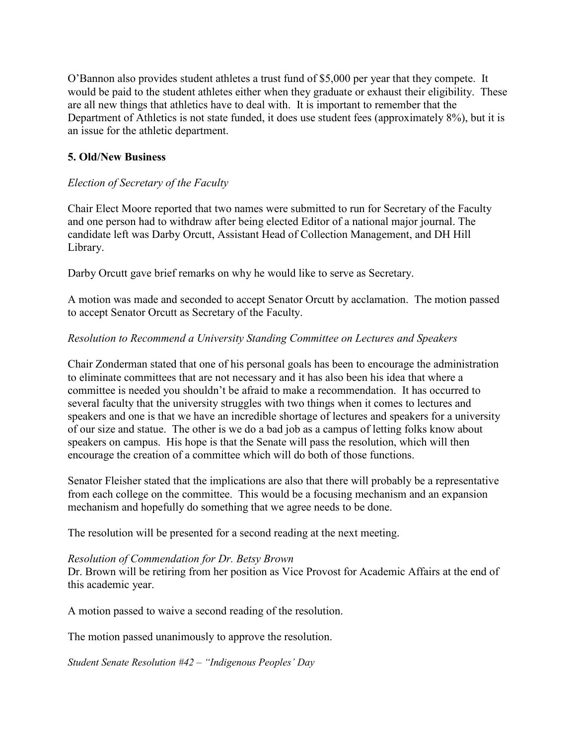O'Bannon also provides student athletes a trust fund of $5,000 per year that they compete. It would be paid to the student athletes either when they graduate or exhaust their eligibility. These are all new things that athletics have to deal with. It is important to remember that the Department of Athletics is not state funded, it does use student fees (approximately 8%), but it is an issue for the athletic department.

**5. Old/New Business**

*Election of Secretary of the Faculty*

Chair Elect Moore reported that two names were submitted to run for Secretary of the Faculty and one person had to withdraw after being elected Editor of a national major journal. The candidate left was Darby Orcutt, Assistant Head of Collection Management, and DH Hill Library.

Darby Orcutt gave brief remarks on why he would like to serve as Secretary.

A motion was made and seconded to accept Senator Orcutt by acclamation. The motion passed to accept Senator Orcutt as Secretary of the Faculty.

*Resolution to Recommend a University Standing Committee on Lectures and Speakers*

Chair Zonderman stated that one of his personal goals has been to encourage the administration to eliminate committees that are not necessary and it has also been his idea that where a committee is needed you shouldn't be afraid to make a recommendation. It has occurred to several faculty that the university struggles with two things when it comes to lectures and speakers and one is that we have an incredible shortage of lectures and speakers for a university of our size and statue. The other is we do a bad job as a campus of letting folks know about speakers on campus. His hope is that the Senate will pass the resolution, which will then encourage the creation of a committee which will do both of those functions.

Senator Fleisher stated that the implications are also that there will probably be a representative from each college on the committee. This would be a focusing mechanism and an expansion mechanism and hopefully do something that we agree needs to be done.

The resolution will be presented for a second reading at the next meeting.

*Resolution of Commendation for Dr. Betsy Brown*

Dr. Brown will be retiring from her position as Vice Provost for Academic Affairs at the end of this academic year.

A motion passed to waive a second reading of the resolution.

The motion passed unanimously to approve the resolution.

*Student Senate Resolution #42 – "Indigenous Peoples' Day*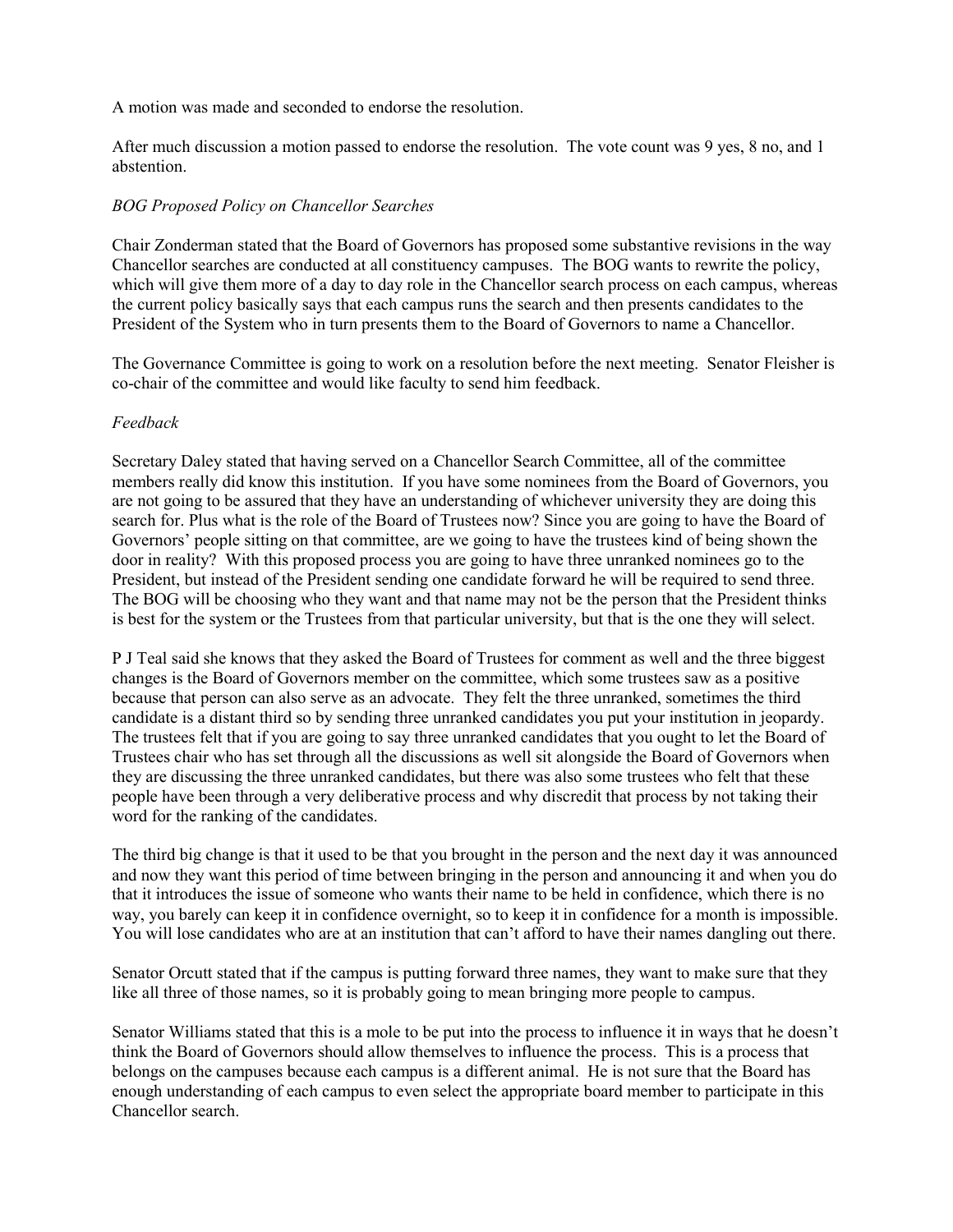A motion was made and seconded to endorse the resolution.

After much discussion a motion passed to endorse the resolution. The vote count was 9 yes, 8 no, and 1 abstention.

*BOG Proposed Policy on Chancellor Searches*

Chair Zonderman stated that the Board of Governors has proposed some substantive revisions in the way Chancellor searches are conducted at all constituency campuses. The BOG wants to rewrite the policy, which will give them more of a day to day role in the Chancellor search process on each campus, whereas the current policy basically says that each campus runs the search and then presents candidates to the President of the System who in turn presents them to the Board of Governors to name a Chancellor.

The Governance Committee is going to work on a resolution before the next meeting. Senator Fleisher is co-chair of the committee and would like faculty to send him feedback.

*Feedback*

Secretary Daley stated that having served on a Chancellor Search Committee, all of the committee members really did know this institution. If you have some nominees from the Board of Governors, you are not going to be assured that they have an understanding of whichever university they are doing this search for. Plus what is the role of the Board of Trustees now? Since you are going to have the Board of Governors' people sitting on that committee, are we going to have the trustees kind of being shown the door in reality? With this proposed process you are going to have three unranked nominees go to the President, but instead of the President sending one candidate forward he will be required to send three. The BOG will be choosing who they want and that name may not be the person that the President thinks is best for the system or the Trustees from that particular university, but that is the one they will select.

P J Teal said she knows that they asked the Board of Trustees for comment as well and the three biggest changes is the Board of Governors member on the committee, which some trustees saw as a positive because that person can also serve as an advocate. They felt the three unranked, sometimes the third candidate is a distant third so by sending three unranked candidates you put your institution in jeopardy. The trustees felt that if you are going to say three unranked candidates that you ought to let the Board of Trustees chair who has set through all the discussions as well sit alongside the Board of Governors when they are discussing the three unranked candidates, but there was also some trustees who felt that these people have been through a very deliberative process and why discredit that process by not taking their word for the ranking of the candidates.

The third big change is that it used to be that you brought in the person and the next day it was announced and now they want this period of time between bringing in the person and announcing it and when you do that it introduces the issue of someone who wants their name to be held in confidence, which there is no way, you barely can keep it in confidence overnight, so to keep it in confidence for a month is impossible. You will lose candidates who are at an institution that can't afford to have their names dangling out there.

Senator Orcutt stated that if the campus is putting forward three names, they want to make sure that they like all three of those names, so it is probably going to mean bringing more people to campus.

Senator Williams stated that this is a mole to be put into the process to influence it in ways that he doesn't think the Board of Governors should allow themselves to influence the process. This is a process that belongs on the campuses because each campus is a different animal. He is not sure that the Board has enough understanding of each campus to even select the appropriate board member to participate in this Chancellor search.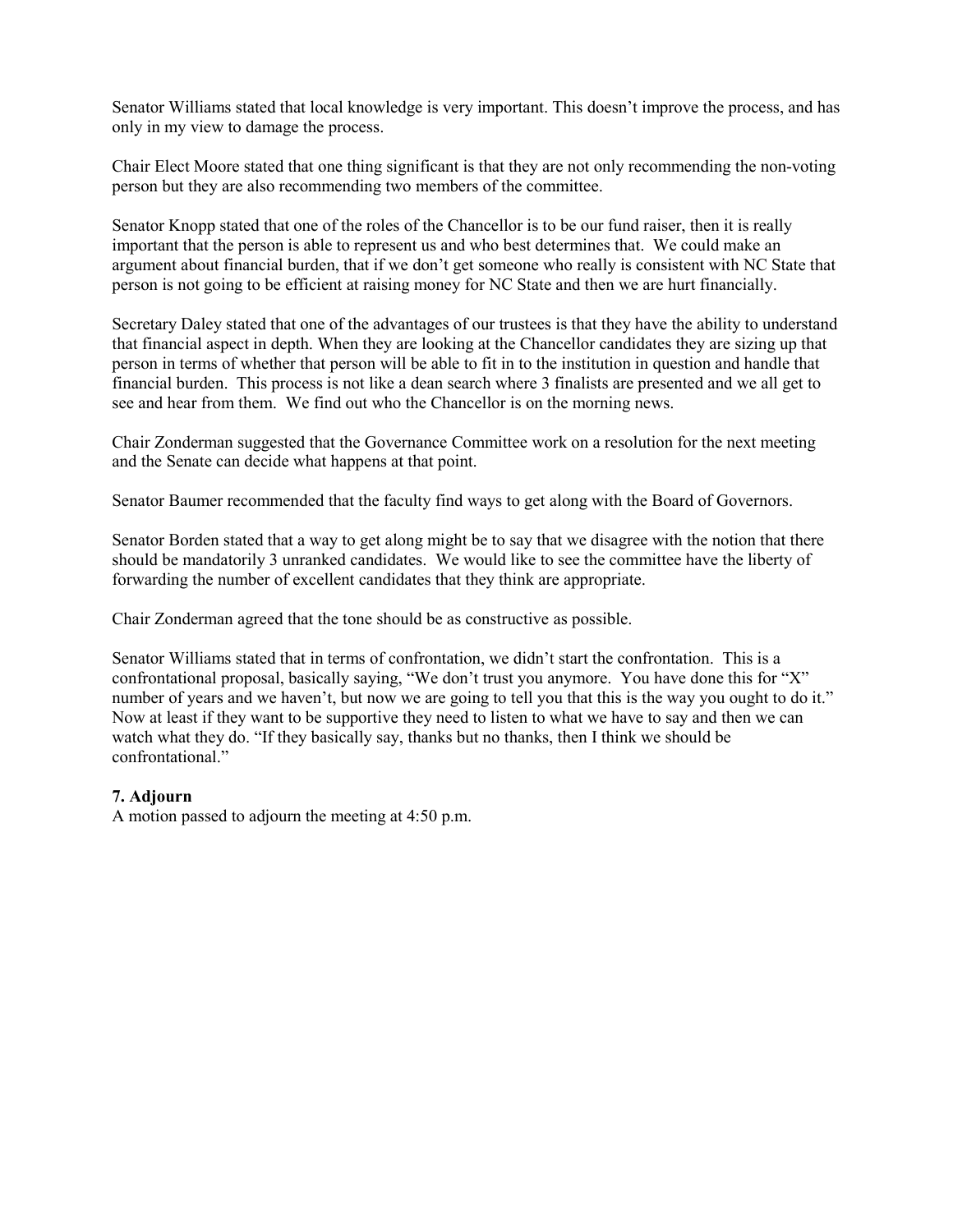Senator Williams stated that local knowledge is very important. This doesn't improve the process, and has only in my view to damage the process.

Chair Elect Moore stated that one thing significant is that they are not only recommending the non-voting person but they are also recommending two members of the committee.

Senator Knopp stated that one of the roles of the Chancellor is to be our fund raiser, then it is really important that the person is able to represent us and who best determines that. We could make an argument about financial burden, that if we don't get someone who really is consistent with NC State that person is not going to be efficient at raising money for NC State and then we are hurt financially.

Secretary Daley stated that one of the advantages of our trustees is that they have the ability to understand that financial aspect in depth. When they are looking at the Chancellor candidates they are sizing up that person in terms of whether that person will be able to fit in to the institution in question and handle that financial burden. This process is not like a dean search where 3 finalists are presented and we all get to see and hear from them. We find out who the Chancellor is on the morning news.

Chair Zonderman suggested that the Governance Committee work on a resolution for the next meeting and the Senate can decide what happens at that point.

Senator Baumer recommended that the faculty find ways to get along with the Board of Governors.

Senator Borden stated that a way to get along might be to say that we disagree with the notion that there should be mandatorily 3 unranked candidates. We would like to see the committee have the liberty of forwarding the number of excellent candidates that they think are appropriate.

Chair Zonderman agreed that the tone should be as constructive as possible.

Senator Williams stated that in terms of confrontation, we didn't start the confrontation. This is a confrontational proposal, basically saying, "We don't trust you anymore. You have done this for "X" number of years and we haven't, but now we are going to tell you that this is the way you ought to do it." Now at least if they want to be supportive they need to listen to what we have to say and then we can watch what they do. "If they basically say, thanks but no thanks, then I think we should be confrontational."

**7. Adjourn**
A motion passed to adjourn the meeting at 4:50 p.m.